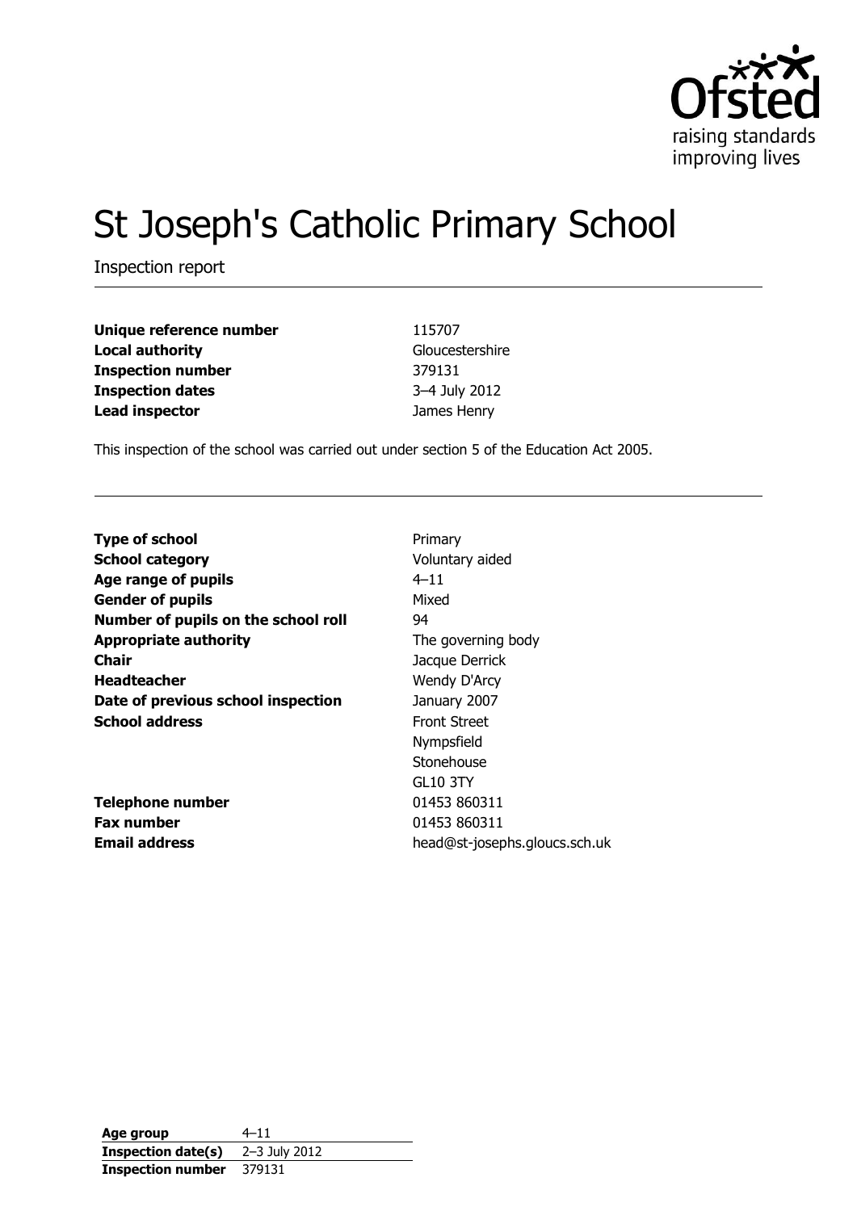# St Joseph's Catholic Primary School

Inspection report

| | |
|---|---|
| **Unique reference number** | 115707 |
| **Local authority** | Gloucestershire |
| **Inspection number** | 379131 |
| **Inspection dates** | 3–4 July 2012 |
| **Lead inspector** | James Henry |

This inspection of the school was carried out under section 5 of the Education Act 2005.

| | |
|---|---|
| **Type of school** | Primary |
| **School category** | Voluntary aided |
| **Age range of pupils** | 4–11 |
| **Gender of pupils** | Mixed |
| **Number of pupils on the school roll** | 94 |
| **Appropriate authority** | The governing body |
| **Chair** | Jacque Derrick |
| **Headteacher** | Wendy D'Arcy |
| **Date of previous school inspection** | January 2007 |
| **School address** | Front Street<br>Nympsfield<br>Stonehouse<br>GL10 3TY |
| **Telephone number** | 01453 860311 |
| **Fax number** | 01453 860311 |
| **Email address** | head@st-josephs.gloucs.sch.uk |

| | |
|---|---|
| **Age group** | 4–11 |
| **Inspection date(s)** | 2–3 July 2012 |
| **Inspection number** | 379131 |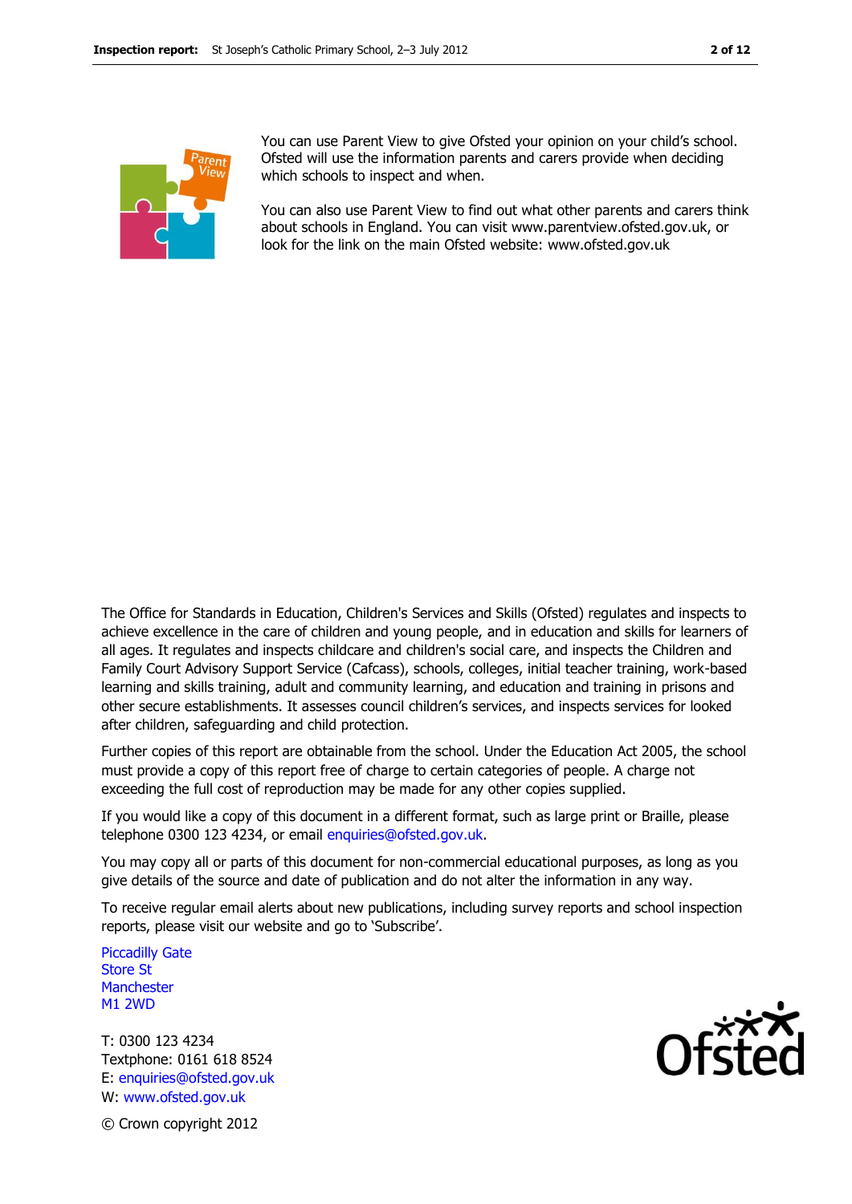You can use Parent View to give Ofsted your opinion on your child's school. Ofsted will use the information parents and carers provide when deciding which schools to inspect and when.

You can also use Parent View to find out what other parents and carers think about schools in England. You can visit www.parentview.ofsted.gov.uk, or look for the link on the main Ofsted website: www.ofsted.gov.uk

The Office for Standards in Education, Children's Services and Skills (Ofsted) regulates and inspects to achieve excellence in the care of children and young people, and in education and skills for learners of all ages. It regulates and inspects childcare and children's social care, and inspects the Children and Family Court Advisory Support Service (Cafcass), schools, colleges, initial teacher training, work-based learning and skills training, adult and community learning, and education and training in prisons and other secure establishments. It assesses council children's services, and inspects services for looked after children, safeguarding and child protection.

Further copies of this report are obtainable from the school. Under the Education Act 2005, the school must provide a copy of this report free of charge to certain categories of people. A charge not exceeding the full cost of reproduction may be made for any other copies supplied.

If you would like a copy of this document in a different format, such as large print or Braille, please telephone 0300 123 4234, or email enquiries@ofsted.gov.uk.

You may copy all or parts of this document for non-commercial educational purposes, as long as you give details of the source and date of publication and do not alter the information in any way.

To receive regular email alerts about new publications, including survey reports and school inspection reports, please visit our website and go to 'Subscribe'.

Piccadilly Gate
Store St
Manchester
M1 2WD

T: 0300 123 4234
Textphone: 0161 618 8524
E: enquiries@ofsted.gov.uk
W: www.ofsted.gov.uk

© Crown copyright 2012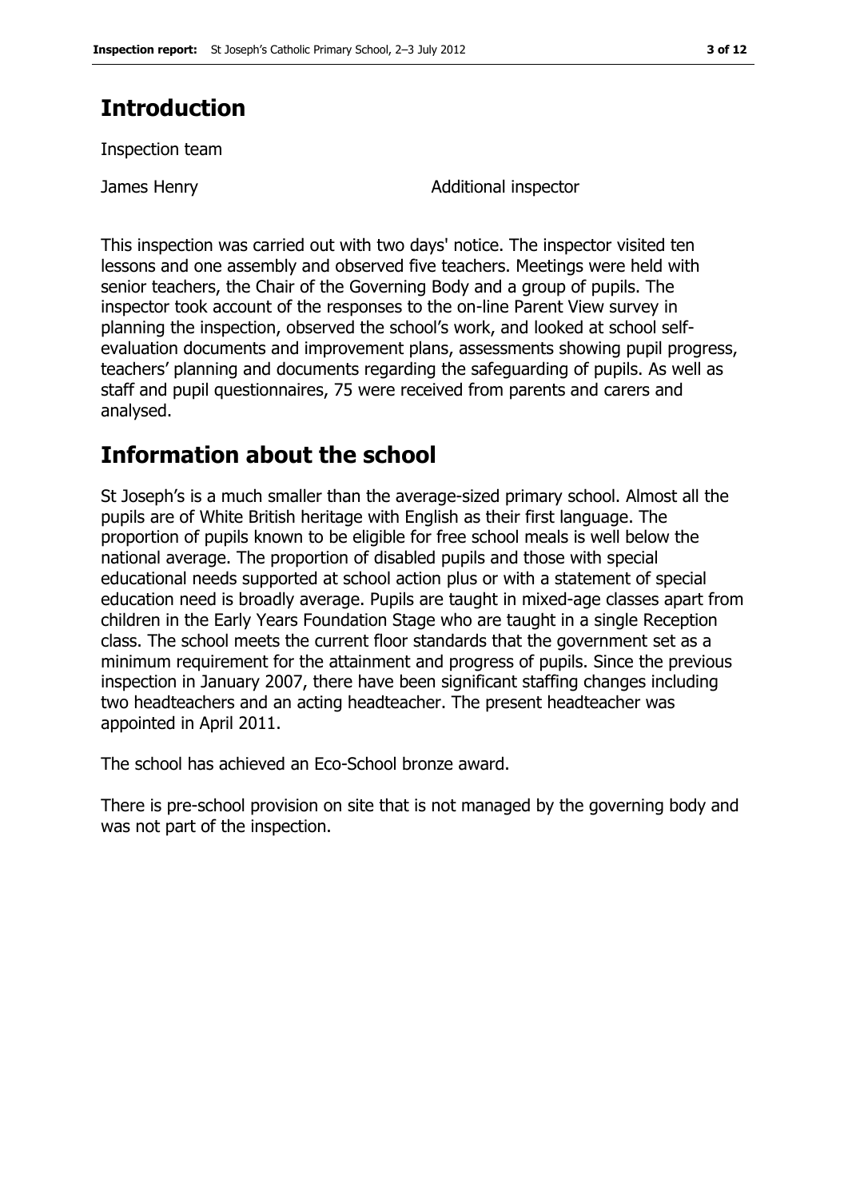# Introduction

Inspection team

| | |
|---|---|
| James Henry | Additional inspector |

This inspection was carried out with two days' notice. The inspector visited ten lessons and one assembly and observed five teachers. Meetings were held with senior teachers, the Chair of the Governing Body and a group of pupils. The inspector took account of the responses to the on-line Parent View survey in planning the inspection, observed the school's work, and looked at school self-evaluation documents and improvement plans, assessments showing pupil progress, teachers' planning and documents regarding the safeguarding of pupils. As well as staff and pupil questionnaires, 75 were received from parents and carers and analysed.

# Information about the school

St Joseph's is a much smaller than the average-sized primary school. Almost all the pupils are of White British heritage with English as their first language. The proportion of pupils known to be eligible for free school meals is well below the national average. The proportion of disabled pupils and those with special educational needs supported at school action plus or with a statement of special education need is broadly average. Pupils are taught in mixed-age classes apart from children in the Early Years Foundation Stage who are taught in a single Reception class. The school meets the current floor standards that the government set as a minimum requirement for the attainment and progress of pupils. Since the previous inspection in January 2007, there have been significant staffing changes including two headteachers and an acting headteacher. The present headteacher was appointed in April 2011.

The school has achieved an Eco-School bronze award.

There is pre-school provision on site that is not managed by the governing body and was not part of the inspection.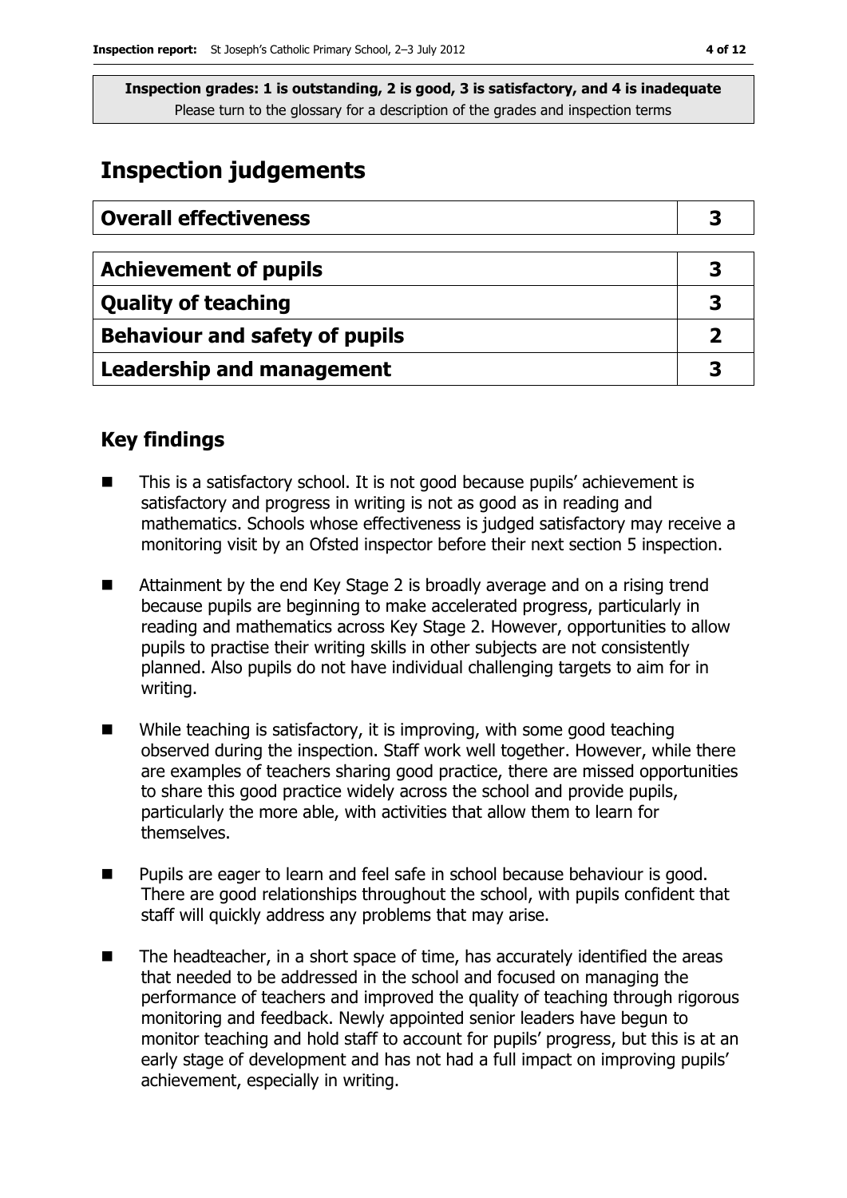**Inspection grades: 1 is outstanding, 2 is good, 3 is satisfactory, and 4 is inadequate**
Please turn to the glossary for a description of the grades and inspection terms

# Inspection judgements

| Overall effectiveness | 3 |
|---|---|
| **Achievement of pupils** | **3** |
| **Quality of teaching** | **3** |
| **Behaviour and safety of pupils** | **2** |
| **Leadership and management** | **3** |

## Key findings

- This is a satisfactory school. It is not good because pupils' achievement is satisfactory and progress in writing is not as good as in reading and mathematics. Schools whose effectiveness is judged satisfactory may receive a monitoring visit by an Ofsted inspector before their next section 5 inspection.
- Attainment by the end Key Stage 2 is broadly average and on a rising trend because pupils are beginning to make accelerated progress, particularly in reading and mathematics across Key Stage 2. However, opportunities to allow pupils to practise their writing skills in other subjects are not consistently planned. Also pupils do not have individual challenging targets to aim for in writing.
- While teaching is satisfactory, it is improving, with some good teaching observed during the inspection. Staff work well together. However, while there are examples of teachers sharing good practice, there are missed opportunities to share this good practice widely across the school and provide pupils, particularly the more able, with activities that allow them to learn for themselves.
- Pupils are eager to learn and feel safe in school because behaviour is good. There are good relationships throughout the school, with pupils confident that staff will quickly address any problems that may arise.
- The headteacher, in a short space of time, has accurately identified the areas that needed to be addressed in the school and focused on managing the performance of teachers and improved the quality of teaching through rigorous monitoring and feedback. Newly appointed senior leaders have begun to monitor teaching and hold staff to account for pupils' progress, but this is at an early stage of development and has not had a full impact on improving pupils' achievement, especially in writing.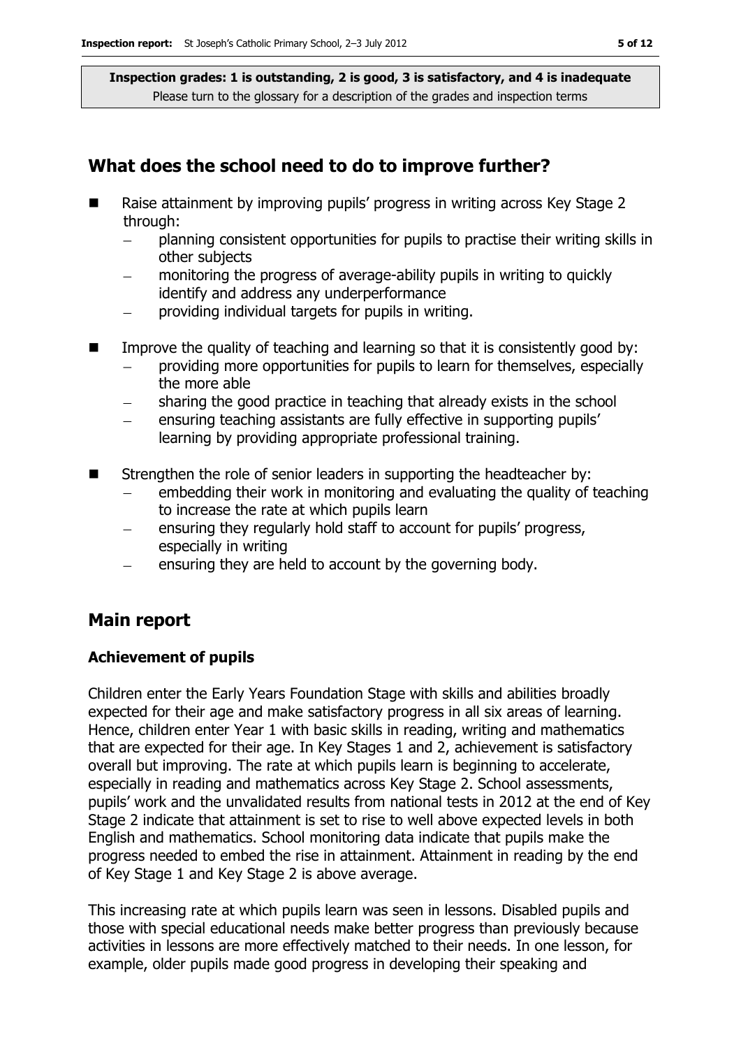**Inspection grades: 1 is outstanding, 2 is good, 3 is satisfactory, and 4 is inadequate**
Please turn to the glossary for a description of the grades and inspection terms

## What does the school need to do to improve further?

- Raise attainment by improving pupils' progress in writing across Key Stage 2 through:
  - planning consistent opportunities for pupils to practise their writing skills in other subjects
  - monitoring the progress of average-ability pupils in writing to quickly identify and address any underperformance
  - providing individual targets for pupils in writing.
- Improve the quality of teaching and learning so that it is consistently good by:
  - providing more opportunities for pupils to learn for themselves, especially the more able
  - sharing the good practice in teaching that already exists in the school
  - ensuring teaching assistants are fully effective in supporting pupils' learning by providing appropriate professional training.
- Strengthen the role of senior leaders in supporting the headteacher by:
  - embedding their work in monitoring and evaluating the quality of teaching to increase the rate at which pupils learn
  - ensuring they regularly hold staff to account for pupils' progress, especially in writing
  - ensuring they are held to account by the governing body.

## Main report

### Achievement of pupils

Children enter the Early Years Foundation Stage with skills and abilities broadly expected for their age and make satisfactory progress in all six areas of learning. Hence, children enter Year 1 with basic skills in reading, writing and mathematics that are expected for their age. In Key Stages 1 and 2, achievement is satisfactory overall but improving. The rate at which pupils learn is beginning to accelerate, especially in reading and mathematics across Key Stage 2. School assessments, pupils' work and the unvalidated results from national tests in 2012 at the end of Key Stage 2 indicate that attainment is set to rise to well above expected levels in both English and mathematics. School monitoring data indicate that pupils make the progress needed to embed the rise in attainment. Attainment in reading by the end of Key Stage 1 and Key Stage 2 is above average.

This increasing rate at which pupils learn was seen in lessons. Disabled pupils and those with special educational needs make better progress than previously because activities in lessons are more effectively matched to their needs. In one lesson, for example, older pupils made good progress in developing their speaking and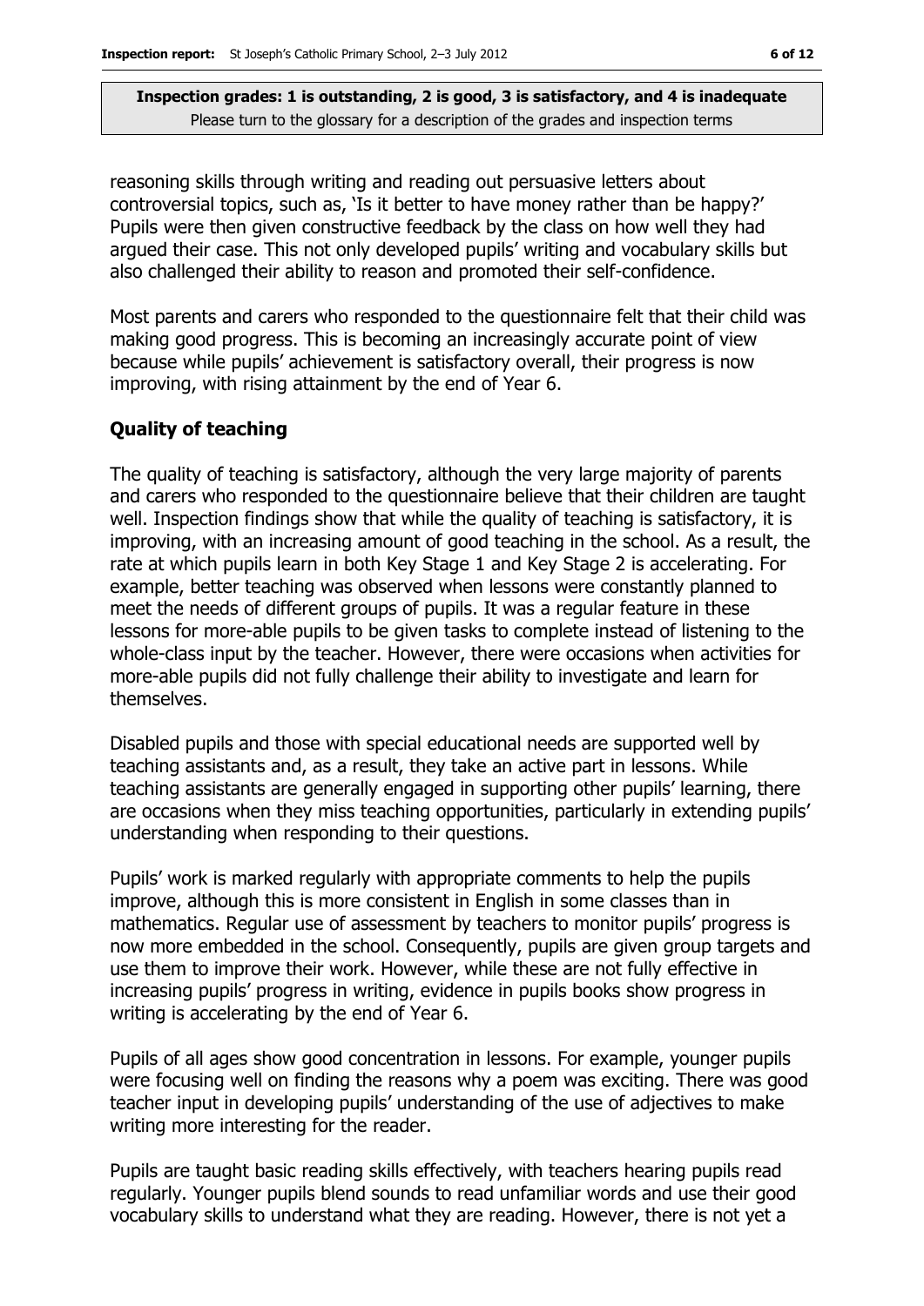reasoning skills through writing and reading out persuasive letters about controversial topics, such as, 'Is it better to have money rather than be happy?' Pupils were then given constructive feedback by the class on how well they had argued their case. This not only developed pupils' writing and vocabulary skills but also challenged their ability to reason and promoted their self-confidence.

Most parents and carers who responded to the questionnaire felt that their child was making good progress. This is becoming an increasingly accurate point of view because while pupils' achievement is satisfactory overall, their progress is now improving, with rising attainment by the end of Year 6.

## Quality of teaching

The quality of teaching is satisfactory, although the very large majority of parents and carers who responded to the questionnaire believe that their children are taught well. Inspection findings show that while the quality of teaching is satisfactory, it is improving, with an increasing amount of good teaching in the school. As a result, the rate at which pupils learn in both Key Stage 1 and Key Stage 2 is accelerating. For example, better teaching was observed when lessons were constantly planned to meet the needs of different groups of pupils. It was a regular feature in these lessons for more-able pupils to be given tasks to complete instead of listening to the whole-class input by the teacher. However, there were occasions when activities for more-able pupils did not fully challenge their ability to investigate and learn for themselves.

Disabled pupils and those with special educational needs are supported well by teaching assistants and, as a result, they take an active part in lessons. While teaching assistants are generally engaged in supporting other pupils' learning, there are occasions when they miss teaching opportunities, particularly in extending pupils' understanding when responding to their questions.

Pupils' work is marked regularly with appropriate comments to help the pupils improve, although this is more consistent in English in some classes than in mathematics. Regular use of assessment by teachers to monitor pupils' progress is now more embedded in the school. Consequently, pupils are given group targets and use them to improve their work. However, while these are not fully effective in increasing pupils' progress in writing, evidence in pupils books show progress in writing is accelerating by the end of Year 6.

Pupils of all ages show good concentration in lessons. For example, younger pupils were focusing well on finding the reasons why a poem was exciting. There was good teacher input in developing pupils' understanding of the use of adjectives to make writing more interesting for the reader.

Pupils are taught basic reading skills effectively, with teachers hearing pupils read regularly. Younger pupils blend sounds to read unfamiliar words and use their good vocabulary skills to understand what they are reading. However, there is not yet a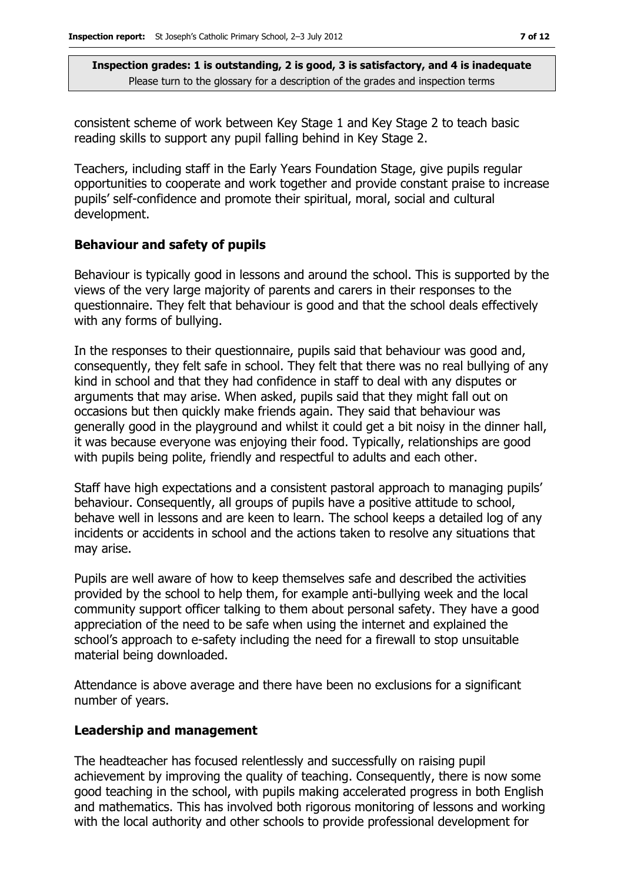consistent scheme of work between Key Stage 1 and Key Stage 2 to teach basic reading skills to support any pupil falling behind in Key Stage 2.

Teachers, including staff in the Early Years Foundation Stage, give pupils regular opportunities to cooperate and work together and provide constant praise to increase pupils' self-confidence and promote their spiritual, moral, social and cultural development.

### Behaviour and safety of pupils

Behaviour is typically good in lessons and around the school. This is supported by the views of the very large majority of parents and carers in their responses to the questionnaire. They felt that behaviour is good and that the school deals effectively with any forms of bullying.

In the responses to their questionnaire, pupils said that behaviour was good and, consequently, they felt safe in school. They felt that there was no real bullying of any kind in school and that they had confidence in staff to deal with any disputes or arguments that may arise. When asked, pupils said that they might fall out on occasions but then quickly make friends again. They said that behaviour was generally good in the playground and whilst it could get a bit noisy in the dinner hall, it was because everyone was enjoying their food. Typically, relationships are good with pupils being polite, friendly and respectful to adults and each other.

Staff have high expectations and a consistent pastoral approach to managing pupils' behaviour. Consequently, all groups of pupils have a positive attitude to school, behave well in lessons and are keen to learn. The school keeps a detailed log of any incidents or accidents in school and the actions taken to resolve any situations that may arise.

Pupils are well aware of how to keep themselves safe and described the activities provided by the school to help them, for example anti-bullying week and the local community support officer talking to them about personal safety. They have a good appreciation of the need to be safe when using the internet and explained the school's approach to e-safety including the need for a firewall to stop unsuitable material being downloaded.

Attendance is above average and there have been no exclusions for a significant number of years.

### Leadership and management

The headteacher has focused relentlessly and successfully on raising pupil achievement by improving the quality of teaching. Consequently, there is now some good teaching in the school, with pupils making accelerated progress in both English and mathematics. This has involved both rigorous monitoring of lessons and working with the local authority and other schools to provide professional development for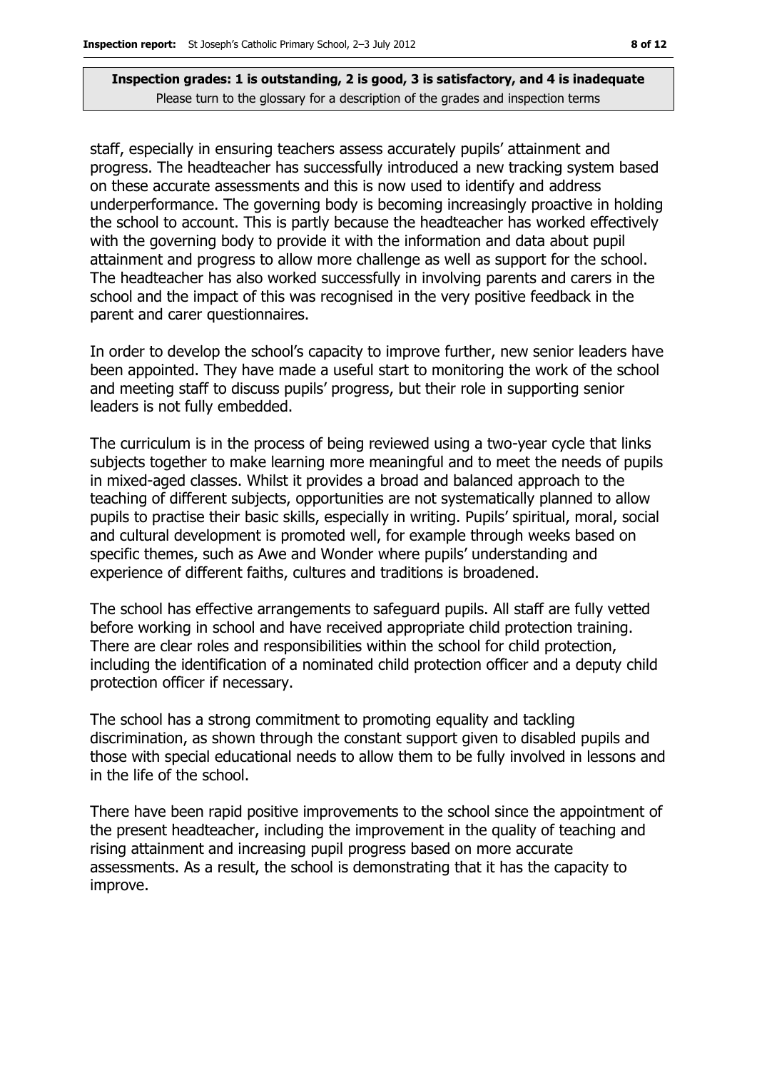staff, especially in ensuring teachers assess accurately pupils' attainment and progress. The headteacher has successfully introduced a new tracking system based on these accurate assessments and this is now used to identify and address underperformance. The governing body is becoming increasingly proactive in holding the school to account. This is partly because the headteacher has worked effectively with the governing body to provide it with the information and data about pupil attainment and progress to allow more challenge as well as support for the school. The headteacher has also worked successfully in involving parents and carers in the school and the impact of this was recognised in the very positive feedback in the parent and carer questionnaires.

In order to develop the school's capacity to improve further, new senior leaders have been appointed. They have made a useful start to monitoring the work of the school and meeting staff to discuss pupils' progress, but their role in supporting senior leaders is not fully embedded.

The curriculum is in the process of being reviewed using a two-year cycle that links subjects together to make learning more meaningful and to meet the needs of pupils in mixed-aged classes. Whilst it provides a broad and balanced approach to the teaching of different subjects, opportunities are not systematically planned to allow pupils to practise their basic skills, especially in writing. Pupils' spiritual, moral, social and cultural development is promoted well, for example through weeks based on specific themes, such as Awe and Wonder where pupils' understanding and experience of different faiths, cultures and traditions is broadened.

The school has effective arrangements to safeguard pupils. All staff are fully vetted before working in school and have received appropriate child protection training. There are clear roles and responsibilities within the school for child protection, including the identification of a nominated child protection officer and a deputy child protection officer if necessary.

The school has a strong commitment to promoting equality and tackling discrimination, as shown through the constant support given to disabled pupils and those with special educational needs to allow them to be fully involved in lessons and in the life of the school.

There have been rapid positive improvements to the school since the appointment of the present headteacher, including the improvement in the quality of teaching and rising attainment and increasing pupil progress based on more accurate assessments. As a result, the school is demonstrating that it has the capacity to improve.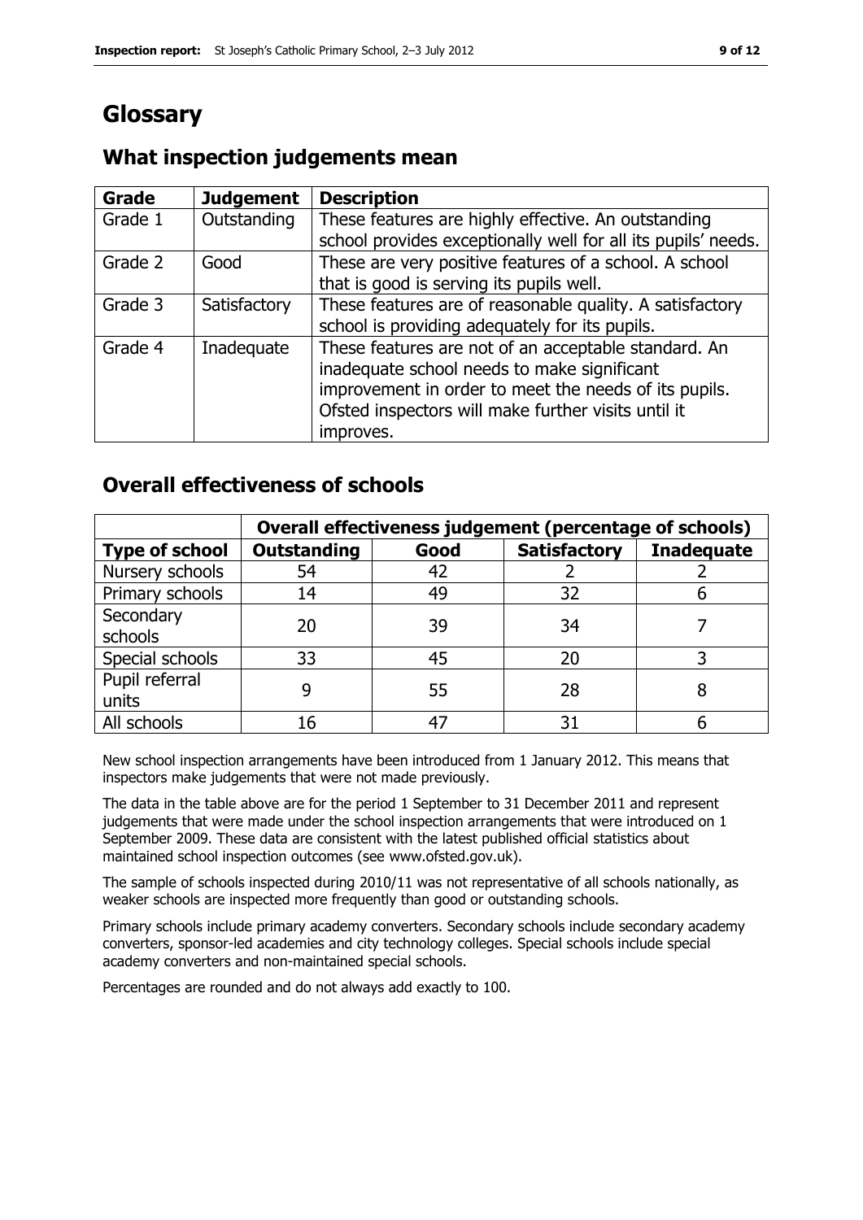# Glossary

## What inspection judgements mean

| Grade | Judgement | Description |
|---|---|---|
| Grade 1 | Outstanding | These features are highly effective. An outstanding school provides exceptionally well for all its pupils' needs. |
| Grade 2 | Good | These are very positive features of a school. A school that is good is serving its pupils well. |
| Grade 3 | Satisfactory | These features are of reasonable quality. A satisfactory school is providing adequately for its pupils. |
| Grade 4 | Inadequate | These features are not of an acceptable standard. An inadequate school needs to make significant improvement in order to meet the needs of its pupils. Ofsted inspectors will make further visits until it improves. |

## Overall effectiveness of schools

| | Overall effectiveness judgement (percentage of schools) | | | |
|---|---|---|---|---|
| **Type of school** | **Outstanding** | **Good** | **Satisfactory** | **Inadequate** |
| Nursery schools | 54 | 42 | 2 | 2 |
| Primary schools | 14 | 49 | 32 | 6 |
| Secondary schools | 20 | 39 | 34 | 7 |
| Special schools | 33 | 45 | 20 | 3 |
| Pupil referral units | 9 | 55 | 28 | 8 |
| All schools | 16 | 47 | 31 | 6 |

New school inspection arrangements have been introduced from 1 January 2012. This means that inspectors make judgements that were not made previously.

The data in the table above are for the period 1 September to 31 December 2011 and represent judgements that were made under the school inspection arrangements that were introduced on 1 September 2009. These data are consistent with the latest published official statistics about maintained school inspection outcomes (see www.ofsted.gov.uk).

The sample of schools inspected during 2010/11 was not representative of all schools nationally, as weaker schools are inspected more frequently than good or outstanding schools.

Primary schools include primary academy converters. Secondary schools include secondary academy converters, sponsor-led academies and city technology colleges. Special schools include special academy converters and non-maintained special schools.

Percentages are rounded and do not always add exactly to 100.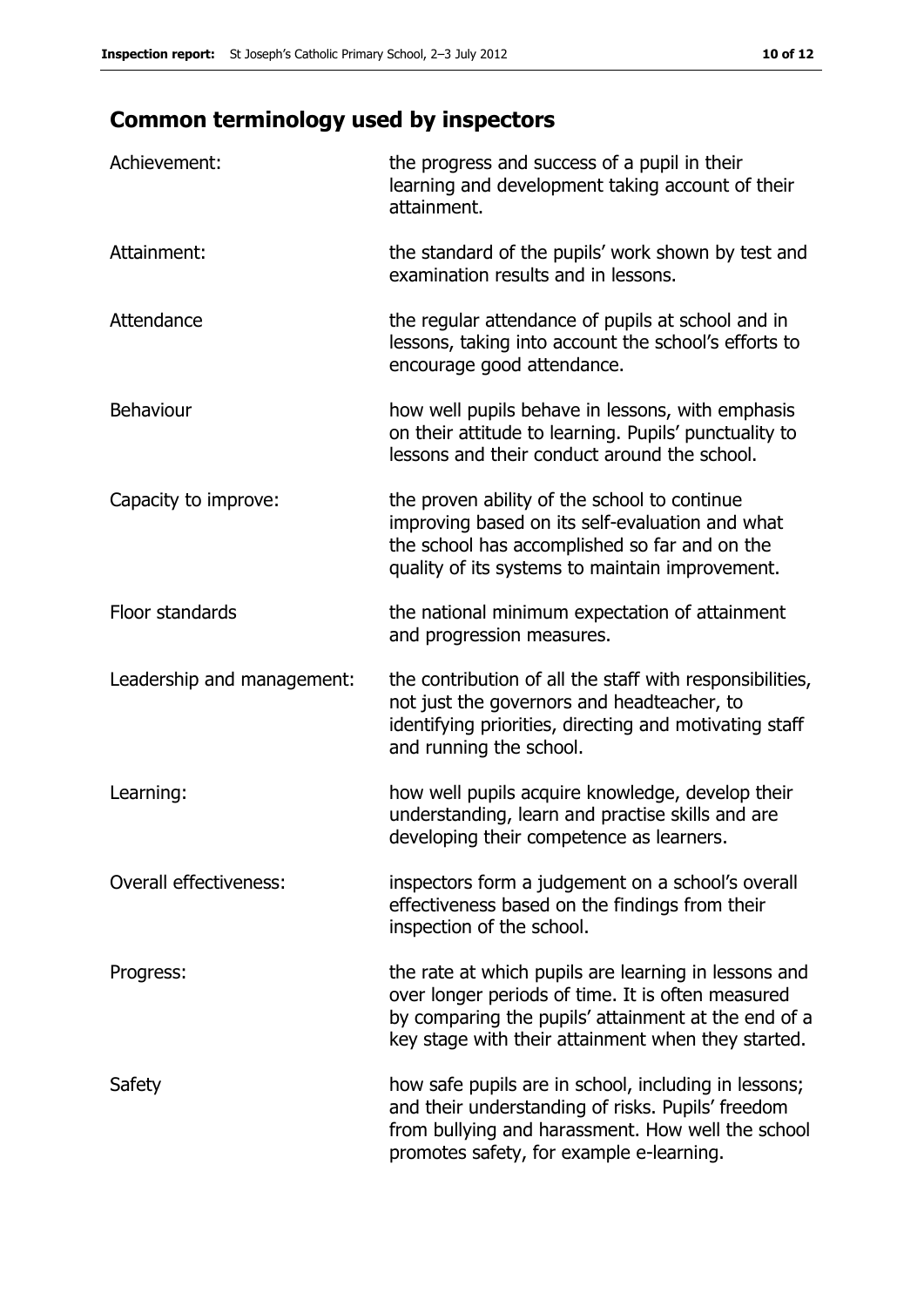## Common terminology used by inspectors

| | |
|---|---|
| Achievement: | the progress and success of a pupil in their learning and development taking account of their attainment. |
| Attainment: | the standard of the pupils' work shown by test and examination results and in lessons. |
| Attendance | the regular attendance of pupils at school and in lessons, taking into account the school's efforts to encourage good attendance. |
| Behaviour | how well pupils behave in lessons, with emphasis on their attitude to learning. Pupils' punctuality to lessons and their conduct around the school. |
| Capacity to improve: | the proven ability of the school to continue improving based on its self-evaluation and what the school has accomplished so far and on the quality of its systems to maintain improvement. |
| Floor standards | the national minimum expectation of attainment and progression measures. |
| Leadership and management: | the contribution of all the staff with responsibilities, not just the governors and headteacher, to identifying priorities, directing and motivating staff and running the school. |
| Learning: | how well pupils acquire knowledge, develop their understanding, learn and practise skills and are developing their competence as learners. |
| Overall effectiveness: | inspectors form a judgement on a school's overall effectiveness based on the findings from their inspection of the school. |
| Progress: | the rate at which pupils are learning in lessons and over longer periods of time. It is often measured by comparing the pupils' attainment at the end of a key stage with their attainment when they started. |
| Safety | how safe pupils are in school, including in lessons; and their understanding of risks. Pupils' freedom from bullying and harassment. How well the school promotes safety, for example e-learning. |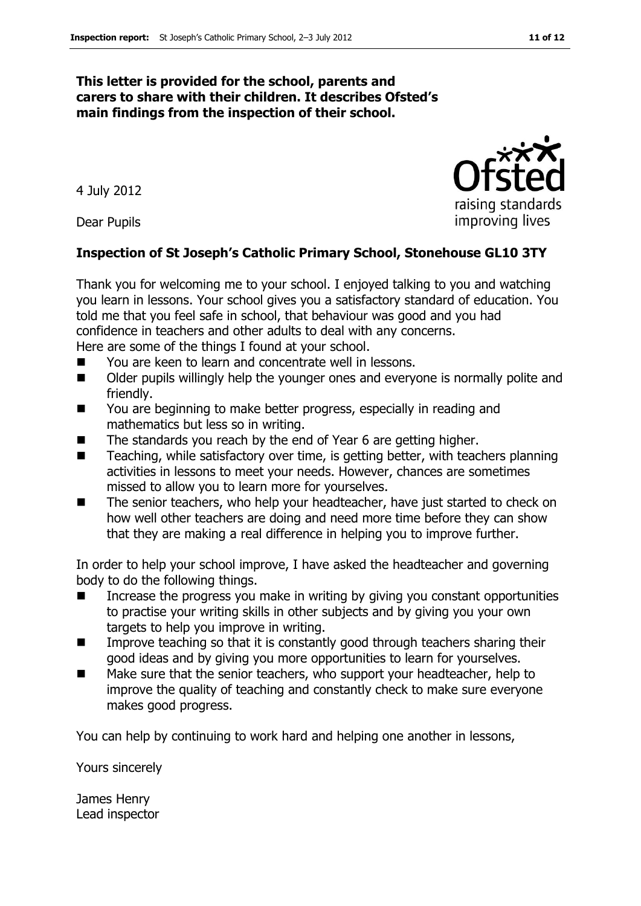**This letter is provided for the school, parents and carers to share with their children. It describes Ofsted's main findings from the inspection of their school.**

4 July 2012

Dear Pupils

**Inspection of St Joseph's Catholic Primary School, Stonehouse GL10 3TY**

Thank you for welcoming me to your school. I enjoyed talking to you and watching you learn in lessons. Your school gives you a satisfactory standard of education. You told me that you feel safe in school, that behaviour was good and you had confidence in teachers and other adults to deal with any concerns.
Here are some of the things I found at your school.

- You are keen to learn and concentrate well in lessons.
- Older pupils willingly help the younger ones and everyone is normally polite and friendly.
- You are beginning to make better progress, especially in reading and mathematics but less so in writing.
- The standards you reach by the end of Year 6 are getting higher.
- Teaching, while satisfactory over time, is getting better, with teachers planning activities in lessons to meet your needs. However, chances are sometimes missed to allow you to learn more for yourselves.
- The senior teachers, who help your headteacher, have just started to check on how well other teachers are doing and need more time before they can show that they are making a real difference in helping you to improve further.

In order to help your school improve, I have asked the headteacher and governing body to do the following things.

- Increase the progress you make in writing by giving you constant opportunities to practise your writing skills in other subjects and by giving you your own targets to help you improve in writing.
- Improve teaching so that it is constantly good through teachers sharing their good ideas and by giving you more opportunities to learn for yourselves.
- Make sure that the senior teachers, who support your headteacher, help to improve the quality of teaching and constantly check to make sure everyone makes good progress.

You can help by continuing to work hard and helping one another in lessons,

Yours sincerely

James Henry
Lead inspector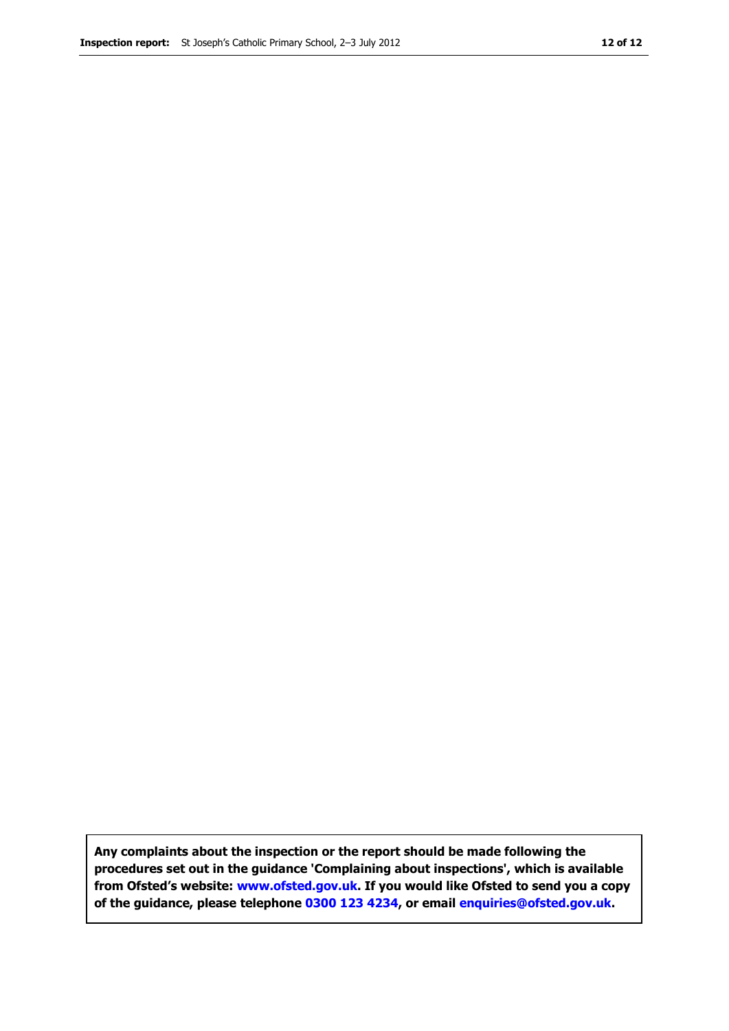**Any complaints about the inspection or the report should be made following the procedures set out in the guidance 'Complaining about inspections', which is available from Ofsted's website: www.ofsted.gov.uk. If you would like Ofsted to send you a copy of the guidance, please telephone 0300 123 4234, or email enquiries@ofsted.gov.uk.**